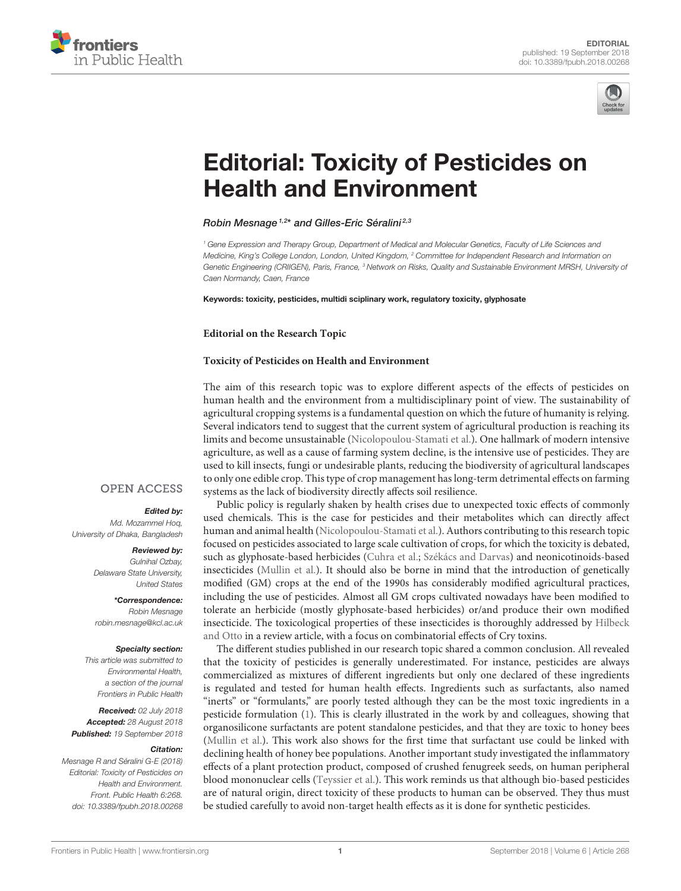EDITORIAL
published: 19 September 2018
doi: 10.3389/fpubh.2018.00268

# Editorial: Toxicity of Pesticides on Health and Environment

*Robin Mesnage [1,2]\* and Gilles-Eric Séralini [2,3]*

[1] Gene Expression and Therapy Group, Department of Medical and Molecular Genetics, Faculty of Life Sciences and Medicine, King's College London, London, United Kingdom, [2] Committee for Independent Research and Information on Genetic Engineering (CRIIGEN), Paris, France, [3] Network on Risks, Quality and Sustainable Environment MRSH, University of Caen Normandy, Caen, France

**Keywords: toxicity, pesticides, multidi sciplinary work, regulatory toxicity, glyphosate**

**Editorial on the Research Topic**

**Toxicity of Pesticides on Health and Environment**

OPEN ACCESS

***Edited by:***
*Md. Mozammel Hoq,*
*University of Dhaka, Bangladesh*

***Reviewed by:***
*Gulnihal Ozbay,*
*Delaware State University,*
*United States*

***\*Correspondence:***
*Robin Mesnage*
*robin.mesnage@kcl.ac.uk*

***Specialty section:***
*This article was submitted to Environmental Health, a section of the journal Frontiers in Public Health*

***Received:*** *02 July 2018*
***Accepted:*** *28 August 2018*
***Published:*** *19 September 2018*

***Citation:***
*Mesnage R and Séralini G-E (2018) Editorial: Toxicity of Pesticides on Health and Environment. Front. Public Health 6:268. doi: 10.3389/fpubh.2018.00268*

The aim of this research topic was to explore different aspects of the effects of pesticides on human health and the environment from a multidisciplinary point of view. The sustainability of agricultural cropping systems is a fundamental question on which the future of humanity is relying. Several indicators tend to suggest that the current system of agricultural production is reaching its limits and become unsustainable (Nicolopoulou-Stamati et al.). One hallmark of modern intensive agriculture, as well as a cause of farming system decline, is the intensive use of pesticides. They are used to kill insects, fungi or undesirable plants, reducing the biodiversity of agricultural landscapes to only one edible crop. This type of crop management has long-term detrimental effects on farming systems as the lack of biodiversity directly affects soil resilience.

Public policy is regularly shaken by health crises due to unexpected toxic effects of commonly used chemicals. This is the case for pesticides and their metabolites which can directly affect human and animal health (Nicolopoulou-Stamati et al.). Authors contributing to this research topic focused on pesticides associated to large scale cultivation of crops, for which the toxicity is debated, such as glyphosate-based herbicides (Cuhra et al.; Székács and Darvas) and neonicotinoids-based insecticides (Mullin et al.). It should also be borne in mind that the introduction of genetically modified (GM) crops at the end of the 1990s has considerably modified agricultural practices, including the use of pesticides. Almost all GM crops cultivated nowadays have been modified to tolerate an herbicide (mostly glyphosate-based herbicides) or/and produce their own modified insecticide. The toxicological properties of these insecticides is thoroughly addressed by Hilbeck and Otto in a review article, with a focus on combinatorial effects of Cry toxins.

The different studies published in our research topic shared a common conclusion. All revealed that the toxicity of pesticides is generally underestimated. For instance, pesticides are always commercialized as mixtures of different ingredients but only one declared of these ingredients is regulated and tested for human health effects. Ingredients such as surfactants, also named "inerts" or "formulants," are poorly tested although they can be the most toxic ingredients in a pesticide formulation (1). This is clearly illustrated in the work by and colleagues, showing that organosilicone surfactants are potent standalone pesticides, and that they are toxic to honey bees (Mullin et al.). This work also shows for the first time that surfactant use could be linked with declining health of honey bee populations. Another important study investigated the inflammatory effects of a plant protection product, composed of crushed fenugreek seeds, on human peripheral blood mononuclear cells (Teyssier et al.). This work reminds us that although bio-based pesticides are of natural origin, direct toxicity of these products to human can be observed. They thus must be studied carefully to avoid non-target health effects as it is done for synthetic pesticides.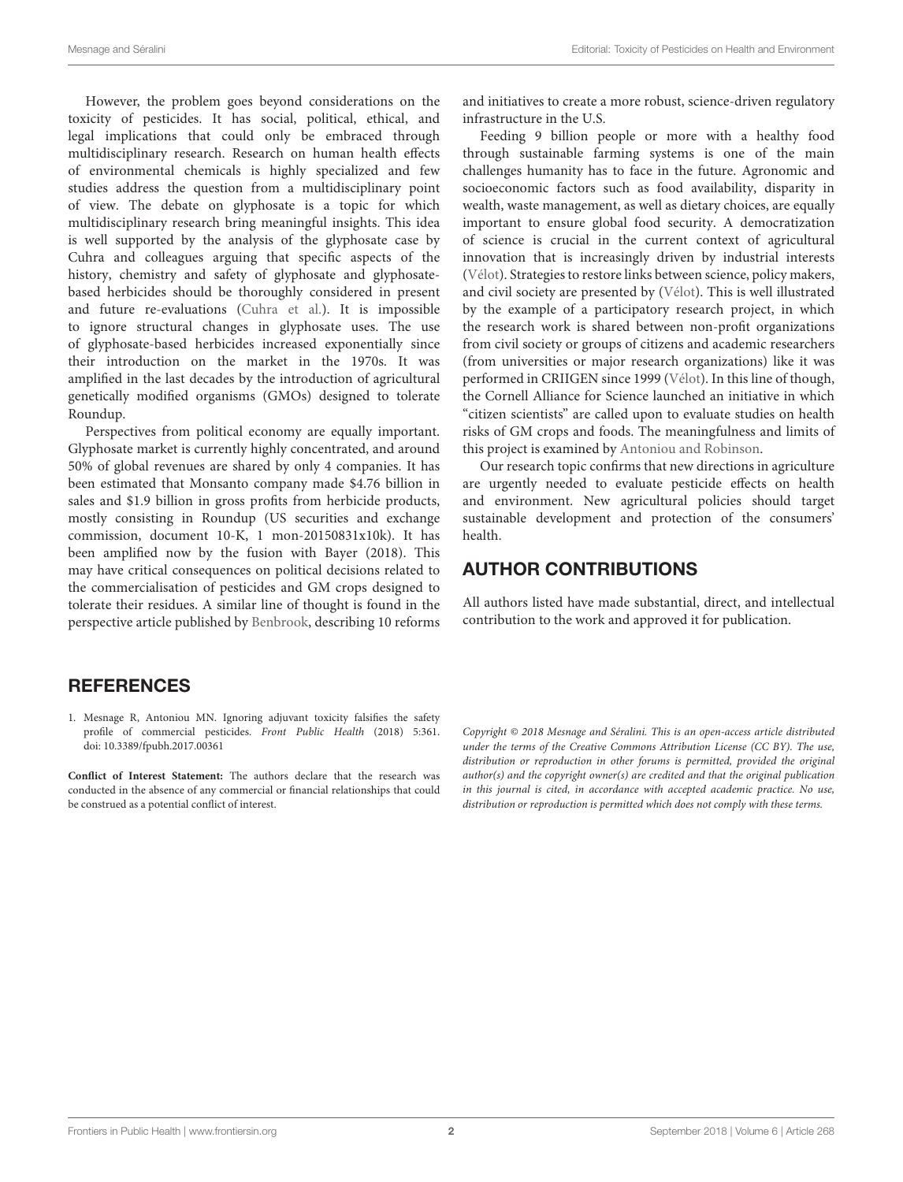However, the problem goes beyond considerations on the toxicity of pesticides. It has social, political, ethical, and legal implications that could only be embraced through multidisciplinary research. Research on human health effects of environmental chemicals is highly specialized and few studies address the question from a multidisciplinary point of view. The debate on glyphosate is a topic for which multidisciplinary research bring meaningful insights. This idea is well supported by the analysis of the glyphosate case by Cuhra and colleagues arguing that specific aspects of the history, chemistry and safety of glyphosate and glyphosate-based herbicides should be thoroughly considered in present and future re-evaluations (Cuhra et al.). It is impossible to ignore structural changes in glyphosate uses. The use of glyphosate-based herbicides increased exponentially since their introduction on the market in the 1970s. It was amplified in the last decades by the introduction of agricultural genetically modified organisms (GMOs) designed to tolerate Roundup.

Perspectives from political economy are equally important. Glyphosate market is currently highly concentrated, and around 50% of global revenues are shared by only 4 companies. It has been estimated that Monsanto company made $4.76 billion in sales and $1.9 billion in gross profits from herbicide products, mostly consisting in Roundup (US securities and exchange commission, document 10-K, 1 mon-20150831x10k). It has been amplified now by the fusion with Bayer (2018). This may have critical consequences on political decisions related to the commercialisation of pesticides and GM crops designed to tolerate their residues. A similar line of thought is found in the perspective article published by Benbrook, describing 10 reforms and initiatives to create a more robust, science-driven regulatory infrastructure in the U.S.

Feeding 9 billion people or more with a healthy food through sustainable farming systems is one of the main challenges humanity has to face in the future. Agronomic and socioeconomic factors such as food availability, disparity in wealth, waste management, as well as dietary choices, are equally important to ensure global food security. A democratization of science is crucial in the current context of agricultural innovation that is increasingly driven by industrial interests (Vélot). Strategies to restore links between science, policy makers, and civil society are presented by (Vélot). This is well illustrated by the example of a participatory research project, in which the research work is shared between non-profit organizations from civil society or groups of citizens and academic researchers (from universities or major research organizations) like it was performed in CRIIGEN since 1999 (Vélot). In this line of though, the Cornell Alliance for Science launched an initiative in which "citizen scientists" are called upon to evaluate studies on health risks of GM crops and foods. The meaningfulness and limits of this project is examined by Antoniou and Robinson.

Our research topic confirms that new directions in agriculture are urgently needed to evaluate pesticide effects on health and environment. New agricultural policies should target sustainable development and protection of the consumers' health.

## AUTHOR CONTRIBUTIONS

All authors listed have made substantial, direct, and intellectual contribution to the work and approved it for publication.

## REFERENCES

1. Mesnage R, Antoniou MN. Ignoring adjuvant toxicity falsifies the safety profile of commercial pesticides. *Front Public Health* (2018) 5:361. doi: 10.3389/fpubh.2017.00361

**Conflict of Interest Statement:** The authors declare that the research was conducted in the absence of any commercial or financial relationships that could be construed as a potential conflict of interest.

*Copyright © 2018 Mesnage and Séralini. This is an open-access article distributed under the terms of the Creative Commons Attribution License (CC BY). The use, distribution or reproduction in other forums is permitted, provided the original author(s) and the copyright owner(s) are credited and that the original publication in this journal is cited, in accordance with accepted academic practice. No use, distribution or reproduction is permitted which does not comply with these terms.*